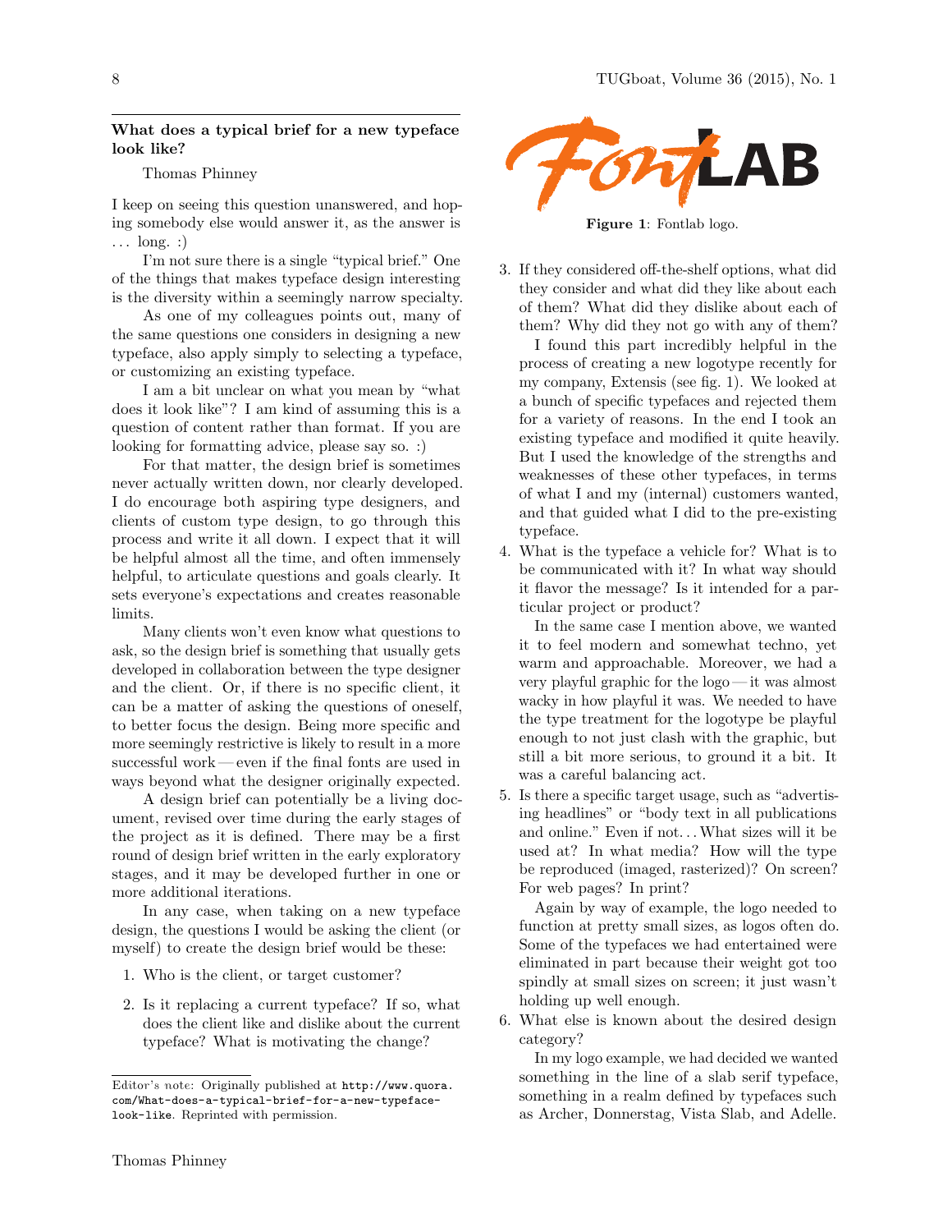## What does a typical brief for a new typeface look like?

Thomas Phinney

I keep on seeing this question unanswered, and hoping somebody else would answer it, as the answer is ... long. :)

I'm not sure there is a single "typical brief." One of the things that makes typeface design interesting is the diversity within a seemingly narrow specialty.

As one of my colleagues points out, many of the same questions one considers in designing a new typeface, also apply simply to selecting a typeface, or customizing an existing typeface.

I am a bit unclear on what you mean by "what does it look like"? I am kind of assuming this is a question of content rather than format. If you are looking for formatting advice, please say so. :)

For that matter, the design brief is sometimes never actually written down, nor clearly developed. I do encourage both aspiring type designers, and clients of custom type design, to go through this process and write it all down. I expect that it will be helpful almost all the time, and often immensely helpful, to articulate questions and goals clearly. It sets everyone's expectations and creates reasonable limits.

Many clients won't even know what questions to ask, so the design brief is something that usually gets developed in collaboration between the type designer and the client. Or, if there is no specific client, it can be a matter of asking the questions of oneself, to better focus the design. Being more specific and more seemingly restrictive is likely to result in a more successful work — even if the final fonts are used in ways beyond what the designer originally expected.

A design brief can potentially be a living document, revised over time during the early stages of the project as it is defined. There may be a first round of design brief written in the early exploratory stages, and it may be developed further in one or more additional iterations.

In any case, when taking on a new typeface design, the questions I would be asking the client (or myself) to create the design brief would be these:

1. Who is the client, or target customer?

2. Is it replacing a current typeface? If so, what does the client like and dislike about the current typeface? What is motivating the change?

Editor's note: Originally published at http://www.quora.com/What-does-a-typical-brief-for-a-new-typeface-look-like. Reprinted with permission.

**Figure 1**: Fontlab logo.

3. If they considered off-the-shelf options, what did they consider and what did they like about each of them? What did they dislike about each of them? Why did they not go with any of them?

   I found this part incredibly helpful in the process of creating a new logotype recently for my company, Extensis (see fig. 1). We looked at a bunch of specific typefaces and rejected them for a variety of reasons. In the end I took an existing typeface and modified it quite heavily. But I used the knowledge of the strengths and weaknesses of these other typefaces, in terms of what I and my (internal) customers wanted, and that guided what I did to the pre-existing typeface.

4. What is the typeface a vehicle for? What is to be communicated with it? In what way should it flavor the message? Is it intended for a particular project or product?

   In the same case I mention above, we wanted it to feel modern and somewhat techno, yet warm and approachable. Moreover, we had a very playful graphic for the logo — it was almost wacky in how playful it was. We needed to have the type treatment for the logotype be playful enough to not just clash with the graphic, but still a bit more serious, to ground it a bit. It was a careful balancing act.

5. Is there a specific target usage, such as "advertising headlines" or "body text in all publications and online." Even if not... What sizes will it be used at? In what media? How will the type be reproduced (imaged, rasterized)? On screen? For web pages? In print?

   Again by way of example, the logo needed to function at pretty small sizes, as logos often do. Some of the typefaces we had entertained were eliminated in part because their weight got too spindly at small sizes on screen; it just wasn't holding up well enough.

6. What else is known about the desired design category?

   In my logo example, we had decided we wanted something in the line of a slab serif typeface, something in a realm defined by typefaces such as Archer, Donnerstag, Vista Slab, and Adelle.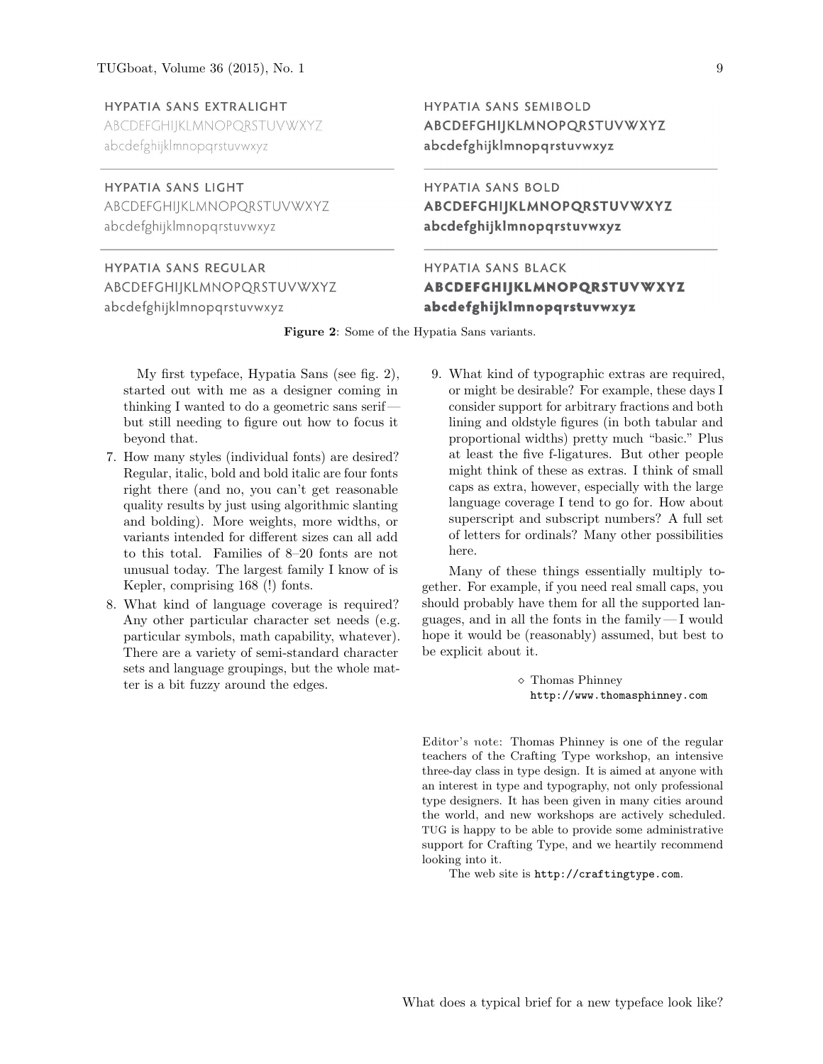HYPATIA SANS EXTRALIGHT
ABCDEFGHIJKLMNOPQRSTUVWXYZ
abcdefghijklmnopqrstuvwxyz

HYPATIA SANS LIGHT
ABCDEFGHIJKLMNOPQRSTUVWXYZ
abcdefghijklmnopqrstuvwxyz

HYPATIA SANS REGULAR
ABCDEFGHIJKLMNOPQRSTUVWXYZ
abcdefghijklmnopqrstuvwxyz

HYPATIA SANS SEMIBOLD
ABCDEFGHIJKLMNOPQRSTUVWXYZ
abcdefghijklmnopqrstuvwxyz

HYPATIA SANS BOLD
ABCDEFGHIJKLMNOPQRSTUVWXYZ
abcdefghijklmnopqrstuvwxyz

HYPATIA SANS BLACK
ABCDEFGHIJKLMNOPQRSTUVWXYZ
abcdefghijklmnopqrstuvwxyz

**Figure 2**: Some of the Hypatia Sans variants.

My first typeface, Hypatia Sans (see fig. 2), started out with me as a designer coming in thinking I wanted to do a geometric sans serif — but still needing to figure out how to focus it beyond that.

7. How many styles (individual fonts) are desired? Regular, italic, bold and bold italic are four fonts right there (and no, you can't get reasonable quality results by just using algorithmic slanting and bolding). More weights, more widths, or variants intended for different sizes can all add to this total. Families of 8–20 fonts are not unusual today. The largest family I know of is Kepler, comprising 168 (!) fonts.
8. What kind of language coverage is required? Any other particular character set needs (e.g. particular symbols, math capability, whatever). There are a variety of semi-standard character sets and language groupings, but the whole matter is a bit fuzzy around the edges.
9. What kind of typographic extras are required, or might be desirable? For example, these days I consider support for arbitrary fractions and both lining and oldstyle figures (in both tabular and proportional widths) pretty much "basic." Plus at least the five f-ligatures. But other people might think of these as extras. I think of small caps as extra, however, especially with the large language coverage I tend to go for. How about superscript and subscript numbers? A full set of letters for ordinals? Many other possibilities here.

Many of these things essentially multiply together. For example, if you need real small caps, you should probably have them for all the supported languages, and in all the fonts in the family — I would hope it would be (reasonably) assumed, but best to be explicit about it.

◇ Thomas Phinney
http://www.thomasphinney.com

Editor's note: Thomas Phinney is one of the regular teachers of the Crafting Type workshop, an intensive three-day class in type design. It is aimed at anyone with an interest in type and typography, not only professional type designers. It has been given in many cities around the world, and new workshops are actively scheduled. TUG is happy to be able to provide some administrative support for Crafting Type, and we heartily recommend looking into it.

The web site is http://craftingtype.com.